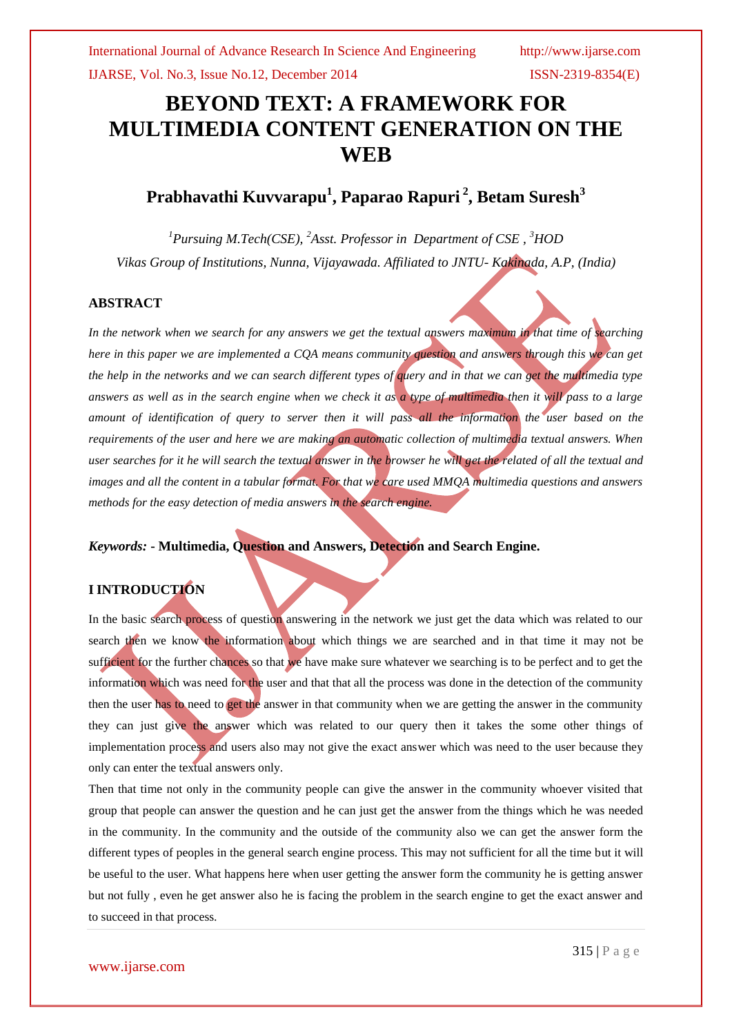# BEYOND TEXT: A FRAMEWORK FOR MULTIMEDIA CONTENT GENERATION ON THE WEB

## Prabhavathi Kuvvarapu[1], Paparao Rapuri[2], Betam Suresh[3]

*[1]Pursuing M.Tech(CSE), [2]Asst. Professor in Department of CSE , [3]HOD*

*Vikas Group of Institutions, Nunna, Vijayawada. Affiliated to JNTU- Kakinada, A.P, (India)*

### ABSTRACT

*In the network when we search for any answers we get the textual answers maximum in that time of searching here in this paper we are implemented a CQA means community question and answers through this we can get the help in the networks and we can search different types of query and in that we can get the multimedia type answers as well as in the search engine when we check it as a type of multimedia then it will pass to a large amount of identification of query to server then it will pass all the information the user based on the requirements of the user and here we are making an automatic collection of multimedia textual answers. When user searches for it he will search the textual answer in the browser he will get the related of all the textual and images and all the content in a tabular format. For that we care used MMQA multimedia questions and answers methods for the easy detection of media answers in the search engine.*

***Keywords:* - Multimedia, Question and Answers, Detection and Search Engine.**

### I INTRODUCTION

In the basic search process of question answering in the network we just get the data which was related to our search then we know the information about which things we are searched and in that time it may not be sufficient for the further chances so that we have make sure whatever we searching is to be perfect and to get the information which was need for the user and that that all the process was done in the detection of the community then the user has to need to get the answer in that community when we are getting the answer in the community they can just give the answer which was related to our query then it takes the some other things of implementation process and users also may not give the exact answer which was need to the user because they only can enter the textual answers only.

Then that time not only in the community people can give the answer in the community whoever visited that group that people can answer the question and he can just get the answer from the things which he was needed in the community. In the community and the outside of the community also we can get the answer form the different types of peoples in the general search engine process. This may not sufficient for all the time but it will be useful to the user. What happens here when user getting the answer form the community he is getting answer but not fully , even he get answer also he is facing the problem in the search engine to get the exact answer and to succeed in that process.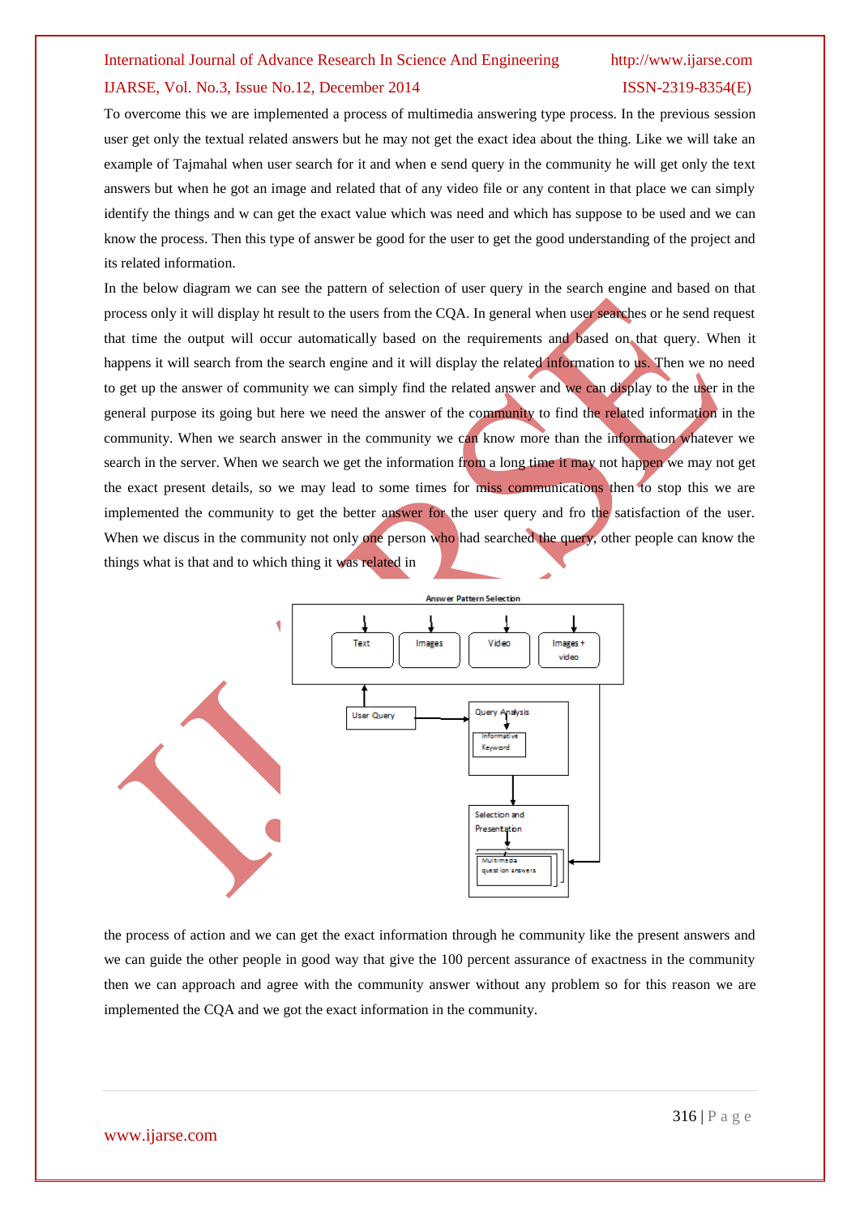To overcome this we are implemented a process of multimedia answering type process. In the previous session user get only the textual related answers but he may not get the exact idea about the thing. Like we will take an example of Tajmahal when user search for it and when e send query in the community he will get only the text answers but when he got an image and related that of any video file or any content in that place we can simply identify the things and w can get the exact value which was need and which has suppose to be used and we can know the process. Then this type of answer be good for the user to get the good understanding of the project and its related information.

In the below diagram we can see the pattern of selection of user query in the search engine and based on that process only it will display ht result to the users from the CQA. In general when user searches or he send request that time the output will occur automatically based on the requirements and based on that query. When it happens it will search from the search engine and it will display the related information to us. Then we no need to get up the answer of community we can simply find the related answer and we can display to the user in the general purpose its going but here we need the answer of the community to find the related information in the community. When we search answer in the community we can know more than the information whatever we search in the server. When we search we get the information from a long time it may not happen we may not get the exact present details, so we may lead to some times for miss communications then to stop this we are implemented the community to get the better answer for the user query and fro the satisfaction of the user. When we discus in the community not only one person who had searched the query, other people can know the things what is that and to which thing it was related in

Answer Pattern Selection

Text | Images | Video | Images + video

User Query

Query Analysis

Informative Keyword

Selection and Presentation

Multimedia question answers

the process of action and we can get the exact information through he community like the present answers and we can guide the other people in good way that give the 100 percent assurance of exactness in the community then we can approach and agree with the community answer without any problem so for this reason we are implemented the CQA and we got the exact information in the community.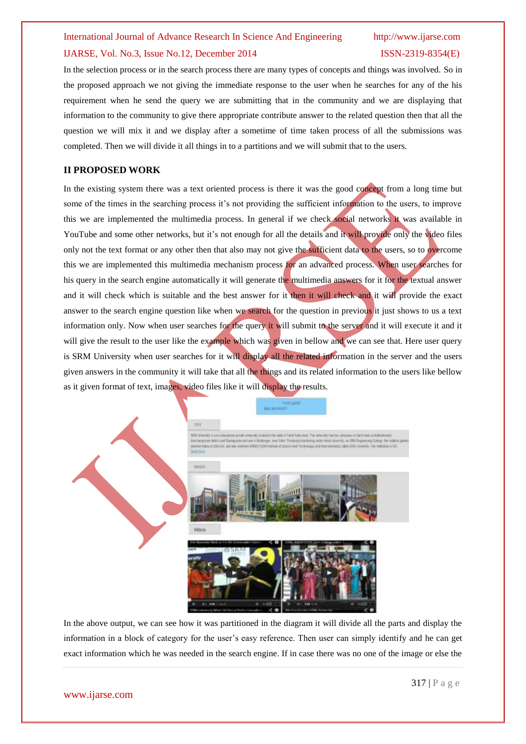In the selection process or in the search process there are many types of concepts and things was involved. So in the proposed approach we not giving the immediate response to the user when he searches for any of the his requirement when he send the query we are submitting that in the community and we are displaying that information to the community to give there appropriate contribute answer to the related question then that all the question we will mix it and we display after a sometime of time taken process of all the submissions was completed. Then we will divide it all things in to a partitions and we will submit that to the users.

## II PROPOSED WORK

In the existing system there was a text oriented process is there it was the good concept from a long time but some of the times in the searching process it's not providing the sufficient information to the users, to improve this we are implemented the multimedia process. In general if we check social networks it was available in YouTube and some other networks, but it's not enough for all the details and it will provide only the video files only not the text format or any other then that also may not give the sufficient data to the users, so to overcome this we are implemented this multimedia mechanism process for an advanced process. When user searches for his query in the search engine automatically it will generate the multimedia answers for it for the textual answer and it will check which is suitable and the best answer for it then it will check and it will provide the exact answer to the search engine question like when we search for the question in previous it just shows to us a text information only. Now when user searches for the query it will submit to the server and it will execute it and it will give the result to the user like the example which was given in bellow and we can see that. Here user query is SRM University when user searches for it will display all the related information in the server and the users given answers in the community it will take that all the things and its related information to the users like bellow as it given format of text, images, video files like it will display the results.

In the above output, we can see how it was partitioned in the diagram it will divide all the parts and display the information in a block of category for the user's easy reference. Then user can simply identify and he can get exact information which he was needed in the search engine. If in case there was no one of the image or else the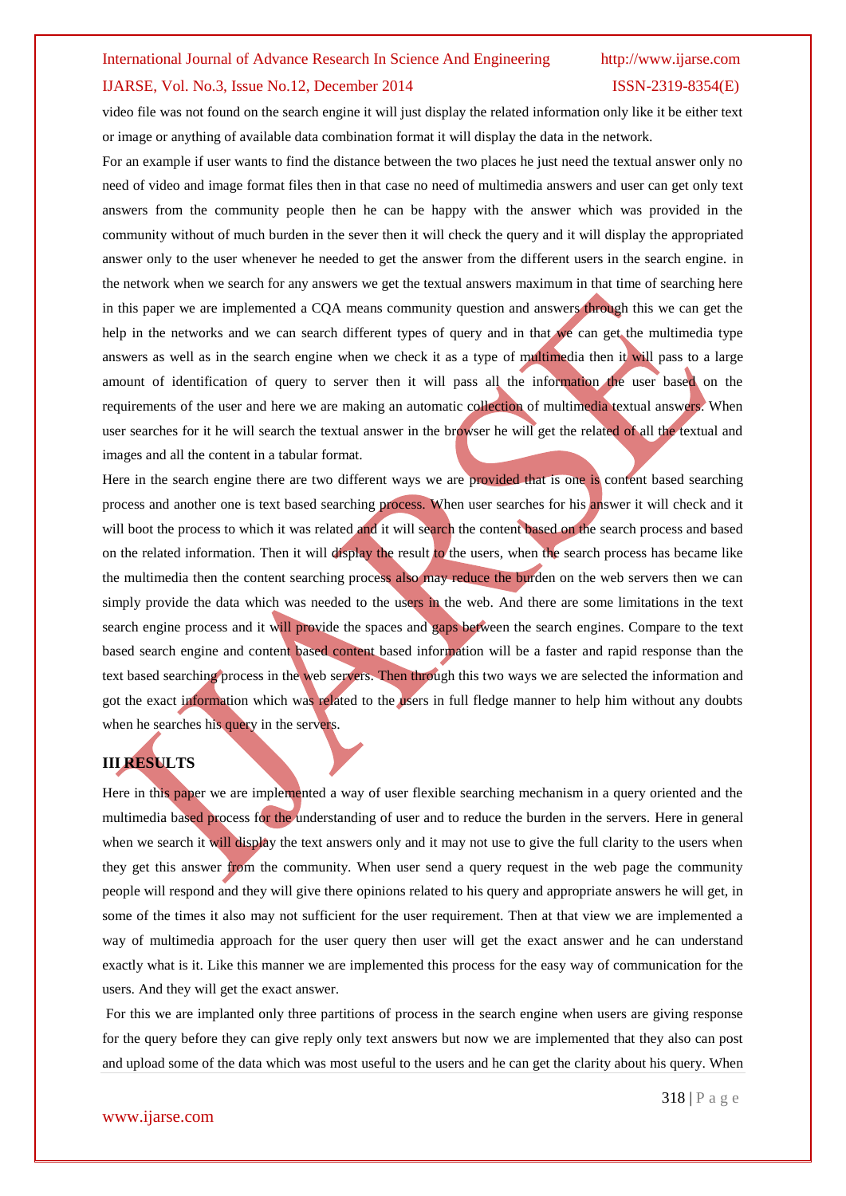video file was not found on the search engine it will just display the related information only like it be either text or image or anything of available data combination format it will display the data in the network.

For an example if user wants to find the distance between the two places he just need the textual answer only no need of video and image format files then in that case no need of multimedia answers and user can get only text answers from the community people then he can be happy with the answer which was provided in the community without of much burden in the sever then it will check the query and it will display the appropriated answer only to the user whenever he needed to get the answer from the different users in the search engine. in the network when we search for any answers we get the textual answers maximum in that time of searching here in this paper we are implemented a CQA means community question and answers through this we can get the help in the networks and we can search different types of query and in that we can get the multimedia type answers as well as in the search engine when we check it as a type of multimedia then it will pass to a large amount of identification of query to server then it will pass all the information the user based on the requirements of the user and here we are making an automatic collection of multimedia textual answers. When user searches for it he will search the textual answer in the browser he will get the related of all the textual and images and all the content in a tabular format.

Here in the search engine there are two different ways we are provided that is one is content based searching process and another one is text based searching process. When user searches for his answer it will check and it will boot the process to which it was related and it will search the content based on the search process and based on the related information. Then it will display the result to the users, when the search process has became like the multimedia then the content searching process also may reduce the burden on the web servers then we can simply provide the data which was needed to the users in the web. And there are some limitations in the text search engine process and it will provide the spaces and gaps between the search engines. Compare to the text based search engine and content based content based information will be a faster and rapid response than the text based searching process in the web servers. Then through this two ways we are selected the information and got the exact information which was related to the users in full fledge manner to help him without any doubts when he searches his query in the servers.

## III RESULTS

Here in this paper we are implemented a way of user flexible searching mechanism in a query oriented and the multimedia based process for the understanding of user and to reduce the burden in the servers. Here in general when we search it will display the text answers only and it may not use to give the full clarity to the users when they get this answer from the community. When user send a query request in the web page the community people will respond and they will give there opinions related to his query and appropriate answers he will get, in some of the times it also may not sufficient for the user requirement. Then at that view we are implemented a way of multimedia approach for the user query then user will get the exact answer and he can understand exactly what is it. Like this manner we are implemented this process for the easy way of communication for the users. And they will get the exact answer.

For this we are implanted only three partitions of process in the search engine when users are giving response for the query before they can give reply only text answers but now we are implemented that they also can post and upload some of the data which was most useful to the users and he can get the clarity about his query. When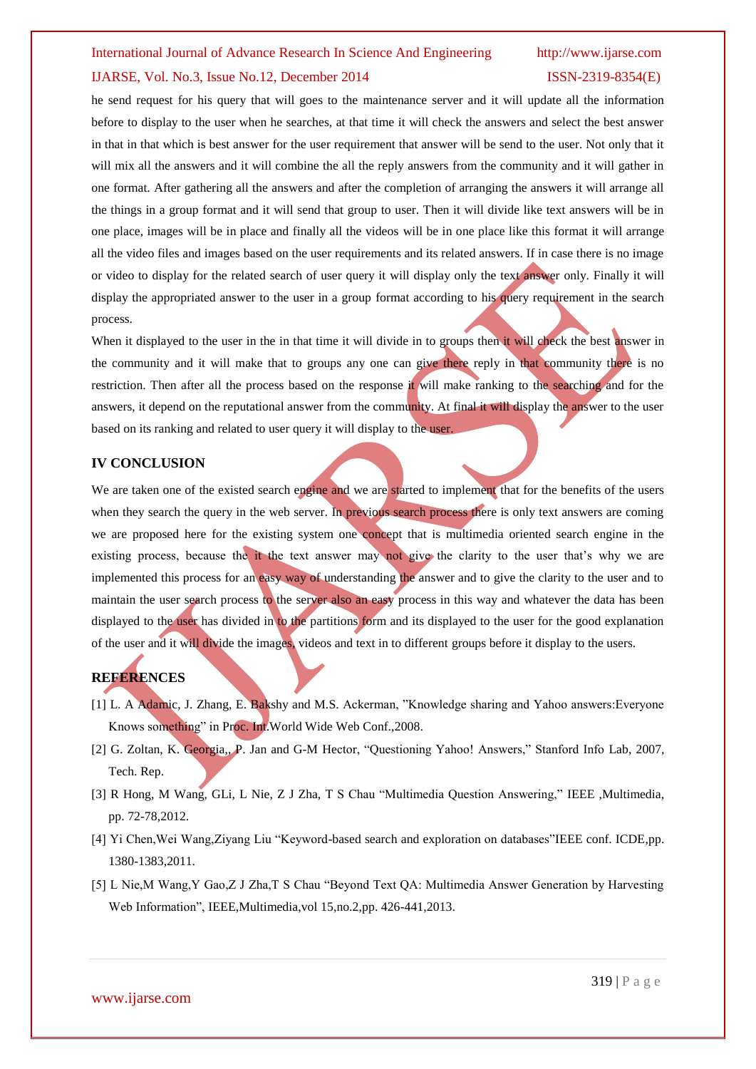he send request for his query that will goes to the maintenance server and it will update all the information before to display to the user when he searches, at that time it will check the answers and select the best answer in that in that which is best answer for the user requirement that answer will be send to the user. Not only that it will mix all the answers and it will combine the all the reply answers from the community and it will gather in one format. After gathering all the answers and after the completion of arranging the answers it will arrange all the things in a group format and it will send that group to user. Then it will divide like text answers will be in one place, images will be in place and finally all the videos will be in one place like this format it will arrange all the video files and images based on the user requirements and its related answers. If in case there is no image or video to display for the related search of user query it will display only the text answer only. Finally it will display the appropriated answer to the user in a group format according to his query requirement in the search process.

When it displayed to the user in the in that time it will divide in to groups then it will check the best answer in the community and it will make that to groups any one can give there reply in that community there is no restriction. Then after all the process based on the response it will make ranking to the searching and for the answers, it depend on the reputational answer from the community. At final it will display the answer to the user based on its ranking and related to user query it will display to the user.

## IV CONCLUSION

We are taken one of the existed search engine and we are started to implement that for the benefits of the users when they search the query in the web server. In previous search process there is only text answers are coming we are proposed here for the existing system one concept that is multimedia oriented search engine in the existing process, because the it the text answer may not give the clarity to the user that's why we are implemented this process for an easy way of understanding the answer and to give the clarity to the user and to maintain the user search process to the server also an easy process in this way and whatever the data has been displayed to the user has divided in to the partitions form and its displayed to the user for the good explanation of the user and it will divide the images, videos and text in to different groups before it display to the users.

## REFERENCES

[1] L. A Adamic, J. Zhang, E. Bakshy and M.S. Ackerman, "Knowledge sharing and Yahoo answers:Everyone Knows something" in Proc. Int.World Wide Web Conf.,2008.

[2] G. Zoltan, K. Georgia,, P. Jan and G-M Hector, "Questioning Yahoo! Answers," Stanford Info Lab, 2007, Tech. Rep.

[3] R Hong, M Wang, GLi, L Nie, Z J Zha, T S Chau "Multimedia Question Answering," IEEE ,Multimedia, pp. 72-78,2012.

[4] Yi Chen,Wei Wang,Ziyang Liu "Keyword-based search and exploration on databases"IEEE conf. ICDE,pp. 1380-1383,2011.

[5] L Nie,M Wang,Y Gao,Z J Zha,T S Chau "Beyond Text QA: Multimedia Answer Generation by Harvesting Web Information", IEEE,Multimedia,vol 15,no.2,pp. 426-441,2013.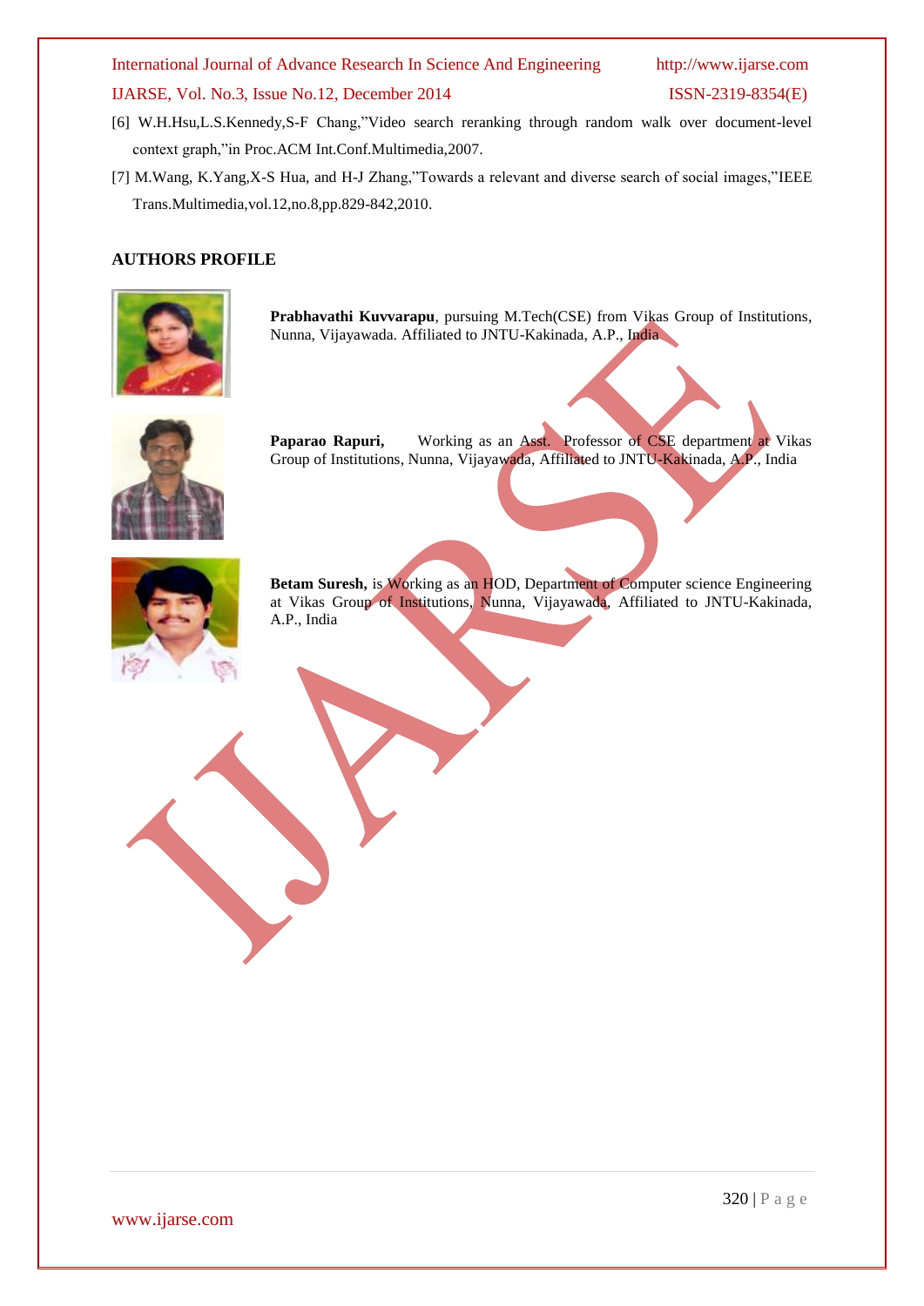[6] W.H.Hsu,L.S.Kennedy,S-F Chang,"Video search reranking through random walk over document-level context graph,"in Proc.ACM Int.Conf.Multimedia,2007.

[7] M.Wang, K.Yang,X-S Hua, and H-J Zhang,"Towards a relevant and diverse search of social images,"IEEE Trans.Multimedia,vol.12,no.8,pp.829-842,2010.

**AUTHORS PROFILE**

**Prabhavathi Kuvvarapu**, pursuing M.Tech(CSE) from Vikas Group of Institutions, Nunna, Vijayawada. Affiliated to JNTU-Kakinada, A.P., India

**Paparao Rapuri,** Working as an Asst. Professor of CSE department at Vikas Group of Institutions, Nunna, Vijayawada, Affiliated to JNTU-Kakinada, A.P., India

**Betam Suresh,** is Working as an HOD, Department of Computer science Engineering at Vikas Group of Institutions, Nunna, Vijayawada, Affiliated to JNTU-Kakinada, A.P., India